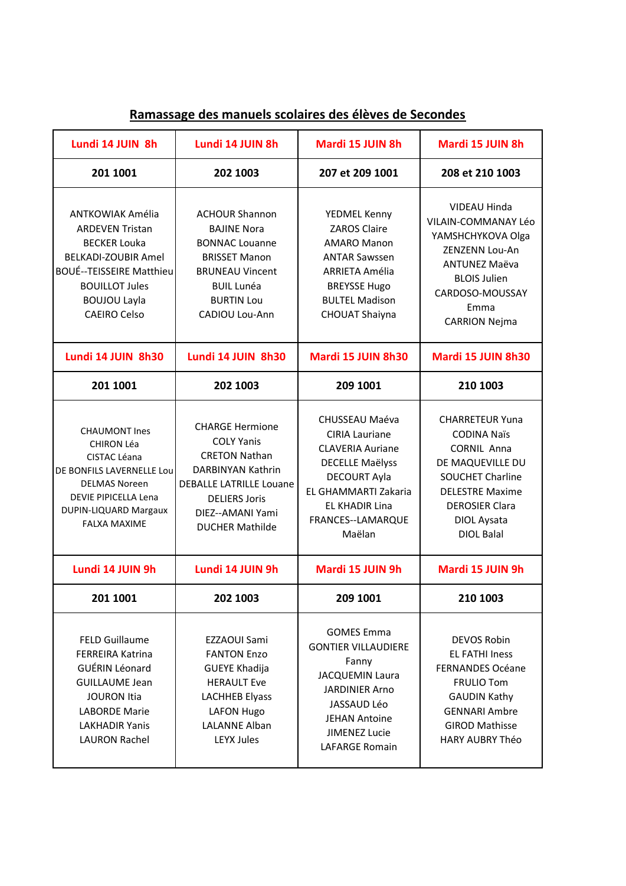## Ramassage des manuels scolaires des élèves de Secondes

| Lundi 14 JUIN 8h | Lundi 14 JUIN 8h | Mardi 15 JUIN 8h | Mardi 15 JUIN 8h |
|---|---|---|---|
| **201 1001** | **202 1003** | **207 et 209 1001** | **208 et 210 1003** |
| ANTKOWIAK Amélia<br>ARDEVEN Tristan<br>BECKER Louka<br>BELKADI-ZOUBIR Amel<br>BOUÉ--TEISSEIRE Matthieu<br>BOUILLOT Jules<br>BOUJOU Layla<br>CAEIRO Celso | ACHOUR Shannon<br>BAJINE Nora<br>BONNAC Louanne<br>BRISSET Manon<br>BRUNEAU Vincent<br>BUIL Lunéa<br>BURTIN Lou<br>CADIOU Lou-Ann | YEDMEL Kenny<br>ZAROS Claire<br>AMARO Manon<br>ANTAR Sawssen<br>ARRIETA Amélia<br>BREYSSE Hugo<br>BULTEL Madison<br>CHOUAT Shaiyna | VIDEAU Hinda<br>VILAIN-COMMANAY Léo<br>YAMSHCHYKOVA Olga<br>ZENZENN Lou-An<br>ANTUNEZ Maëva<br>BLOIS Julien<br>CARDOSO-MOUSSAY Emma<br>CARRION Nejma |
| **Lundi 14 JUIN 8h30** | **Lundi 14 JUIN 8h30** | **Mardi 15 JUIN 8h30** | **Mardi 15 JUIN 8h30** |
| **201 1001** | **202 1003** | **209 1001** | **210 1003** |
| CHAUMONT Ines<br>CHIRON Léa<br>CISTAC Léana<br>DE BONFILS LAVERNELLE Lou<br>DELMAS Noreen<br>DEVIE PIPICELLA Lena<br>DUPIN-LIQUARD Margaux<br>FALXA MAXIME | CHARGE Hermione<br>COLY Yanis<br>CRETON Nathan<br>DARBINYAN Kathrin<br>DEBALLE LATRILLE Louane<br>DELIERS Joris<br>DIEZ--AMANI Yami<br>DUCHER Mathilde | CHUSSEAU Maéva<br>CIRIA Lauriane<br>CLAVERIA Auriane<br>DECELLE Maëlyss<br>DECOURT Ayla<br>EL GHAMMARTI Zakaria<br>EL KHADIR Lina<br>FRANCES--LAMARQUE Maëlan | CHARRETEUR Yuna<br>CODINA Naïs<br>CORNIL Anna<br>DE MAQUEVILLE DU SOUCHET Charline<br>DELESTRE Maxime<br>DEROSIER Clara<br>DIOL Aysata<br>DIOL Balal |
| **Lundi 14 JUIN 9h** | **Lundi 14 JUIN 9h** | **Mardi 15 JUIN 9h** | **Mardi 15 JUIN 9h** |
| **201 1001** | **202 1003** | **209 1001** | **210 1003** |
| FELD Guillaume<br>FERREIRA Katrina<br>GUÉRIN Léonard<br>GUILLAUME Jean<br>JOURON Itia<br>LABORDE Marie<br>LAKHADIR Yanis<br>LAURON Rachel | EZZAOUI Sami<br>FANTON Enzo<br>GUEYE Khadija<br>HERAULT Eve<br>LACHHEB Elyass<br>LAFON Hugo<br>LALANNE Alban<br>LEYX Jules | GOMES Emma<br>GONTIER VILLAUDIERE Fanny<br>JACQUEMIN Laura<br>JARDINIER Arno<br>JASSAUD Léo<br>JEHAN Antoine<br>JIMENEZ Lucie<br>LAFARGE Romain | DEVOS Robin<br>EL FATHI Iness<br>FERNANDES Océane<br>FRULIO Tom<br>GAUDIN Kathy<br>GENNARI Ambre<br>GIROD Mathisse<br>HARY AUBRY Théo |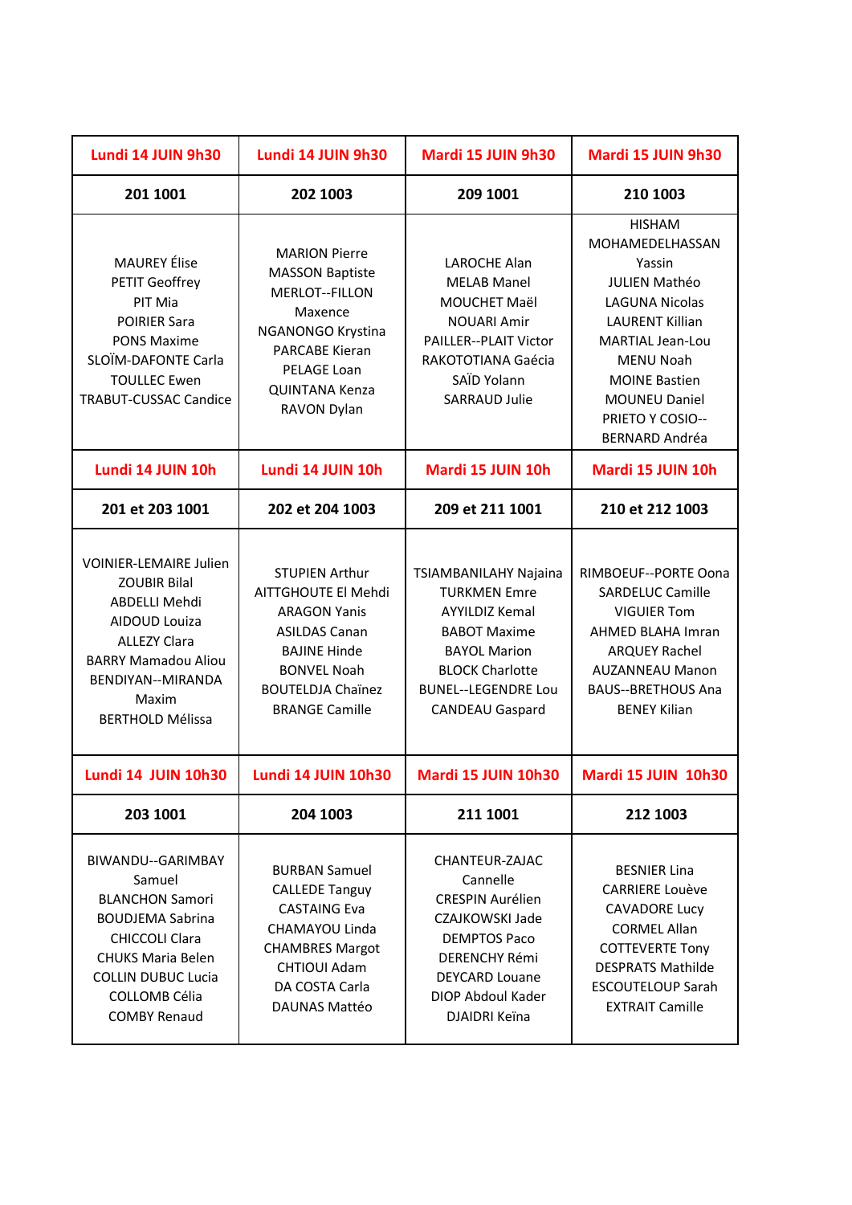| Lundi 14 JUIN 9h30 | Lundi 14 JUIN 9h30 | Mardi 15 JUIN 9h30 | Mardi 15 JUIN 9h30 |
|---|---|---|---|
| **201 1001** | **202 1003** | **209 1001** | **210 1003** |
| MAUREY Élise<br>PETIT Geoffrey<br>PIT Mia<br>POIRIER Sara<br>PONS Maxime<br>SLOÏM-DAFONTE Carla<br>TOULLEC Ewen<br>TRABUT-CUSSAC Candice | MARION Pierre<br>MASSON Baptiste<br>MERLOT--FILLON Maxence<br>NGANONGO Krystina<br>PARCABE Kieran<br>PELAGE Loan<br>QUINTANA Kenza<br>RAVON Dylan | LAROCHE Alan<br>MELAB Manel<br>MOUCHET Maël<br>NOUARI Amir<br>PAILLER--PLAIT Victor<br>RAKOTOTIANA Gaécia<br>SAÏD Yolann<br>SARRAUD Julie | HISHAM MOHAMEDELHASSAN Yassin<br>JULIEN Mathéo<br>LAGUNA Nicolas<br>LAURENT Killian<br>MARTIAL Jean-Lou<br>MENU Noah<br>MOINE Bastien<br>MOUNEU Daniel<br>PRIETO Y COSIO--BERNARD Andréa |
| **Lundi 14 JUIN 10h** | **Lundi 14 JUIN 10h** | **Mardi 15 JUIN 10h** | **Mardi 15 JUIN 10h** |
| **201 et 203 1001** | **202 et 204 1003** | **209 et 211 1001** | **210 et 212 1003** |
| VOINIER-LEMAIRE Julien<br>ZOUBIR Bilal<br>ABDELLI Mehdi<br>AIDOUD Louiza<br>ALLEZY Clara<br>BARRY Mamadou Aliou<br>BENDIYAN--MIRANDA Maxim<br>BERTHOLD Mélissa | STUPIEN Arthur<br>AITTGHOUTE El Mehdi<br>ARAGON Yanis<br>ASILDAS Canan<br>BAJINE Hinde<br>BONVEL Noah<br>BOUTELDJA Chaïnez<br>BRANGE Camille | TSIAMBANILAHY Najaina<br>TURKMEN Emre<br>AYYILDIZ Kemal<br>BABOT Maxime<br>BAYOL Marion<br>BLOCK Charlotte<br>BUNEL--LEGENDRE Lou<br>CANDEAU Gaspard | RIMBOEUF--PORTE Oona<br>SARDELUC Camille<br>VIGUIER Tom<br>AHMED BLAHA Imran<br>ARQUEY Rachel<br>AUZANNEAU Manon<br>BAUS--BRETHOUS Ana<br>BENEY Kilian |
| **Lundi 14 JUIN 10h30** | **Lundi 14 JUIN 10h30** | **Mardi 15 JUIN 10h30** | **Mardi 15 JUIN 10h30** |
| **203 1001** | **204 1003** | **211 1001** | **212 1003** |
| BIWANDU--GARIMBAY Samuel<br>BLANCHON Samori<br>BOUDJEMA Sabrina<br>CHICCOLI Clara<br>CHUKS Maria Belen<br>COLLIN DUBUC Lucia<br>COLLOMB Célia<br>COMBY Renaud | BURBAN Samuel<br>CALLEDE Tanguy<br>CASTAING Eva<br>CHAMAYOU Linda<br>CHAMBRES Margot<br>CHTIOUI Adam<br>DA COSTA Carla<br>DAUNAS Mattéo | CHANTEUR-ZAJAC Cannelle<br>CRESPIN Aurélien<br>CZAJKOWSKI Jade<br>DEMPTOS Paco<br>DERENCHY Rémi<br>DEYCARD Louane<br>DIOP Abdoul Kader<br>DJAIDRI Keïna | BESNIER Lina<br>CARRIERE Louève<br>CAVADORE Lucy<br>CORMEL Allan<br>COTTEVERTE Tony<br>DESPRATS Mathilde<br>ESCOUTELOUP Sarah<br>EXTRAIT Camille |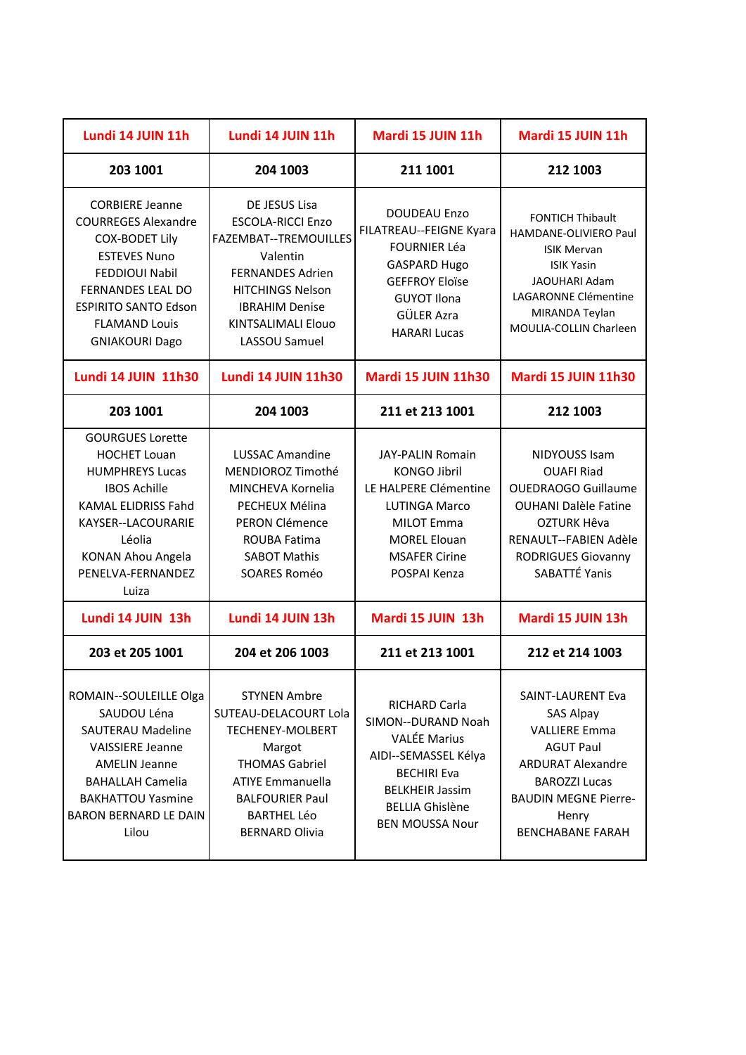| Lundi 14 JUIN 11h | Lundi 14 JUIN 11h | Mardi 15 JUIN 11h | Mardi 15 JUIN 11h |
|---|---|---|---|
| **203 1001** | **204 1003** | **211 1001** | **212 1003** |
| CORBIERE Jeanne<br>COURREGES Alexandre<br>COX-BODET Lily<br>ESTEVES Nuno<br>FEDDIOUI Nabil<br>FERNANDES LEAL DO ESPIRITO SANTO Edson<br>FLAMAND Louis<br>GNIAKOURI Dago | DE JESUS Lisa<br>ESCOLA-RICCI Enzo<br>FAZEMBAT--TREMOUILLES Valentin<br>FERNANDES Adrien<br>HITCHINGS Nelson<br>IBRAHIM Denise<br>KINTSALIMALI Elouo<br>LASSOU Samuel | DOUDEAU Enzo<br>FILATREAU--FEIGNE Kyara<br>FOURNIER Léa<br>GASPARD Hugo<br>GEFFROY Eloïse<br>GUYOT Ilona<br>GÜLER Azra<br>HARARI Lucas | FONTICH Thibault<br>HAMDANE-OLIVIERO Paul<br>ISIK Mervan<br>ISIK Yasin<br>JAOUHARI Adam<br>LAGARONNE Clémentine<br>MIRANDA Teylan<br>MOULIA-COLLIN Charleen |
| **Lundi 14 JUIN 11h30** | **Lundi 14 JUIN 11h30** | **Mardi 15 JUIN 11h30** | **Mardi 15 JUIN 11h30** |
| **203 1001** | **204 1003** | **211 et 213 1001** | **212 1003** |
| GOURGUES Lorette<br>HOCHET Louan<br>HUMPHREYS Lucas<br>IBOS Achille<br>KAMAL ELIDRISS Fahd<br>KAYSER--LACOURARIE Léolia<br>KONAN Ahou Angela<br>PENELVA-FERNANDEZ Luiza | LUSSAC Amandine<br>MENDIOROZ Timothé<br>MINCHEVA Kornelia<br>PECHEUX Mélina<br>PERON Clémence<br>ROUBA Fatima<br>SABOT Mathis<br>SOARES Roméo | JAY-PALIN Romain<br>KONGO Jibril<br>LE HALPERE Clémentine<br>LUTINGA Marco<br>MILOT Emma<br>MOREL Elouan<br>MSAFER Cirine<br>POSPAI Kenza | NIDYOUSS Isam<br>OUAFI Riad<br>OUEDRAOGO Guillaume<br>OUHANI Dalèle Fatine<br>OZTURK Hêva<br>RENAULT--FABIEN Adèle<br>RODRIGUES Giovanny<br>SABATTÉ Yanis |
| **Lundi 14 JUIN 13h** | **Lundi 14 JUIN 13h** | **Mardi 15 JUIN 13h** | **Mardi 15 JUIN 13h** |
| **203 et 205 1001** | **204 et 206 1003** | **211 et 213 1001** | **212 et 214 1003** |
| ROMAIN--SOULEILLE Olga<br>SAUDOU Léna<br>SAUTERAU Madeline<br>VAISSIERE Jeanne<br>AMELIN Jeanne<br>BAHALLAH Camelia<br>BAKHATTOU Yasmine<br>BARON BERNARD LE DAIN Lilou | STYNEN Ambre<br>SUTEAU-DELACOURT Lola<br>TECHENEY-MOLBERT Margot<br>THOMAS Gabriel<br>ATIYE Emmanuella<br>BALFOURIER Paul<br>BARTHEL Léo<br>BERNARD Olivia | RICHARD Carla<br>SIMON--DURAND Noah<br>VALÉE Marius<br>AIDI--SEMASSEL Kélya<br>BECHIRI Eva<br>BELKHEIR Jassim<br>BELLIA Ghislène<br>BEN MOUSSA Nour | SAINT-LAURENT Eva<br>SAS Alpay<br>VALLIERE Emma<br>AGUT Paul<br>ARDURAT Alexandre<br>BAROZZI Lucas<br>BAUDIN MEGNE Pierre-Henry<br>BENCHABANE FARAH |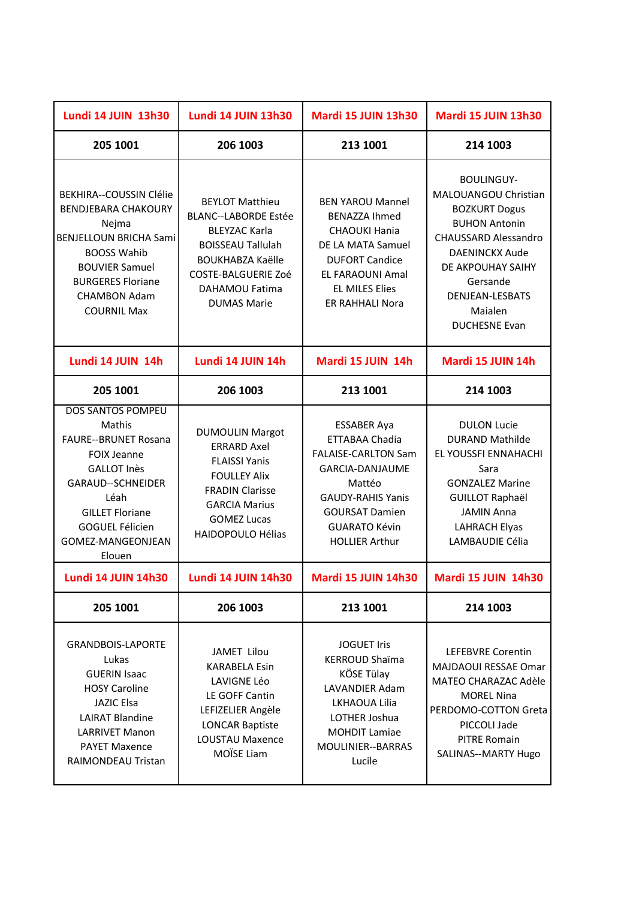| Lundi 14 JUIN 13h30 | Lundi 14 JUIN 13h30 | Mardi 15 JUIN 13h30 | Mardi 15 JUIN 13h30 |
|---|---|---|---|
| **205 1001** | **206 1003** | **213 1001** | **214 1003** |
| BEKHIRA--COUSSIN Clélie<br>BENDJEBARA CHAKOURY Nejma<br>BENJELLOUN BRICHA Sami<br>BOOSS Wahib<br>BOUVIER Samuel<br>BURGERES Floriane<br>CHAMBON Adam<br>COURNIL Max | BEYLOT Matthieu<br>BLANC--LABORDE Estée<br>BLEYZAC Karla<br>BOISSEAU Tallulah<br>BOUKHABZA Kaëlle<br>COSTE-BALGUERIE Zoé<br>DAHAMOU Fatima<br>DUMAS Marie | BEN YAROU Mannel<br>BENAZZA Ihmed<br>CHAOUKI Hania<br>DE LA MATA Samuel<br>DUFORT Candice<br>EL FARAOUNI Amal<br>EL MILES Elies<br>ER RAHHALI Nora | BOULINGUY-MALOUANGOU Christian<br>BOZKURT Dogus<br>BUHON Antonin<br>CHAUSSARD Alessandro<br>DAENINCKX Aude<br>DE AKPOUHAY SAIHY Gersande<br>DENJEAN-LESBATS Maialen<br>DUCHESNE Evan |
| **Lundi 14 JUIN 14h** | **Lundi 14 JUIN 14h** | **Mardi 15 JUIN 14h** | **Mardi 15 JUIN 14h** |
| **205 1001** | **206 1003** | **213 1001** | **214 1003** |
| DOS SANTOS POMPEU Mathis<br>FAURE--BRUNET Rosana<br>FOIX Jeanne<br>GALLOT Inès<br>GARAUD--SCHNEIDER Léah<br>GILLET Floriane<br>GOGUEL Félicien<br>GOMEZ-MANGEONJEAN Elouen | DUMOULIN Margot<br>ERRARD Axel<br>FLAISSI Yanis<br>FOULLEY Alix<br>FRADIN Clarisse<br>GARCIA Marius<br>GOMEZ Lucas<br>HAIDOPOULO Hélias | ESSABER Aya<br>ETTABAA Chadia<br>FALAISE-CARLTON Sam<br>GARCIA-DANJAUME Mattéo<br>GAUDY-RAHIS Yanis<br>GOURSAT Damien<br>GUARATO Kévin<br>HOLLIER Arthur | DULON Lucie<br>DURAND Mathilde<br>EL YOUSSFI ENNAHACHI Sara<br>GONZALEZ Marine<br>GUILLOT Raphaël<br>JAMIN Anna<br>LAHRACH Elyas<br>LAMBAUDIE Célia |
| **Lundi 14 JUIN 14h30** | **Lundi 14 JUIN 14h30** | **Mardi 15 JUIN 14h30** | **Mardi 15 JUIN 14h30** |
| **205 1001** | **206 1003** | **213 1001** | **214 1003** |
| GRANDBOIS-LAPORTE Lukas<br>GUERIN Isaac<br>HOSY Caroline<br>JAZIC Elsa<br>LAIRAT Blandine<br>LARRIVET Manon<br>PAYET Maxence<br>RAIMONDEAU Tristan | JAMET Lilou<br>KARABELA Esin<br>LAVIGNE Léo<br>LE GOFF Cantin<br>LEFIZELIER Angèle<br>LONCAR Baptiste<br>LOUSTAU Maxence<br>MOÏSE Liam | JOGUET Iris<br>KERROUD Shaïma<br>KÖSE Tülay<br>LAVANDIER Adam<br>LKHAOUA Lilia<br>LOTHER Joshua<br>MOHDIT Lamiae<br>MOULINIER--BARRAS Lucile | LEFEBVRE Corentin<br>MAJDAOUI RESSAE Omar<br>MATEO CHARAZAC Adèle<br>MOREL Nina<br>PERDOMO-COTTON Greta<br>PICCOLI Jade<br>PITRE Romain<br>SALINAS--MARTY Hugo |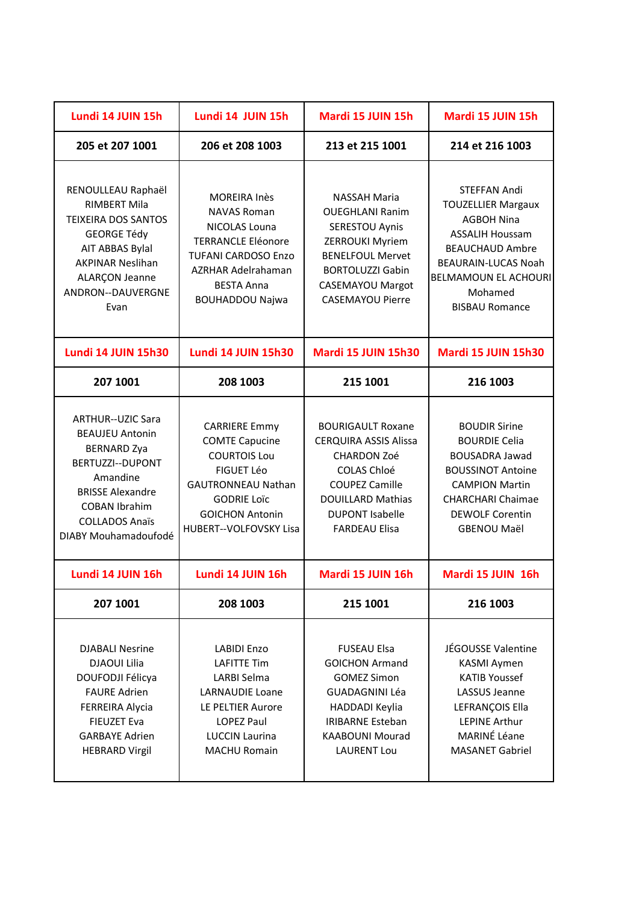| Lundi 14 JUIN 15h | Lundi 14  JUIN 15h | Mardi 15 JUIN 15h | Mardi 15 JUIN 15h |
| --- | --- | --- | --- |
| 205 et 207 1001 | 206 et 208 1003 | 213 et 215 1001 | 214 et 216 1003 |
| RENOULLEAU Raphaël<br>RIMBERT Mila<br>TEIXEIRA DOS SANTOS<br>GEORGE Tédy<br>AIT ABBAS Bylal<br>AKPINAR Neslihan<br>ALARÇON Jeanne<br>ANDRON--DAUVERGNE Evan | MOREIRA Inès<br>NAVAS Roman<br>NICOLAS Louna<br>TERRANCLE Eléonore<br>TUFANI CARDOSO Enzo<br>AZRHAR Adelrahaman<br>BESTA Anna<br>BOUHADDOU Najwa | NASSAH Maria<br>OUEGHLANI Ranim<br>SERESTOU Aynis<br>ZERROUKI Myriem<br>BENELFOUL Mervet<br>BORTOLUZZI Gabin<br>CASEMAYOU Margot<br>CASEMAYOU Pierre | STEFFAN Andi<br>TOUZELLIER Margaux<br>AGBOH Nina<br>ASSALIH Houssam<br>BEAUCHAUD Ambre<br>BEAURAIN-LUCAS Noah<br>BELMAMOUN EL ACHOURI Mohamed<br>BISBAU Romance |
| Lundi 14 JUIN 15h30 | Lundi 14 JUIN 15h30 | Mardi 15 JUIN 15h30 | Mardi 15 JUIN 15h30 |
| 207 1001 | 208 1003 | 215 1001 | 216 1003 |
| ARTHUR--UZIC Sara<br>BEAUJEU Antonin<br>BERNARD Zya<br>BERTUZZI--DUPONT Amandine<br>BRISSE Alexandre<br>COBAN Ibrahim<br>COLLADOS Anaïs<br>DIABY Mouhamadoufodé | CARRIERE Emmy<br>COMTE Capucine<br>COURTOIS Lou<br>FIGUET Léo<br>GAUTRONNEAU Nathan<br>GODRIE Loïc<br>GOICHON Antonin<br>HUBERT--VOLFOVSKY Lisa | BOURIGAULT Roxane<br>CERQUIRA ASSIS Alissa<br>CHARDON Zoé<br>COLAS Chloé<br>COUPEZ Camille<br>DOUILLARD Mathias<br>DUPONT Isabelle<br>FARDEAU Elisa | BOUDIR Sirine<br>BOURDIE Celia<br>BOUSADRA Jawad<br>BOUSSINOT Antoine<br>CAMPION Martin<br>CHARCHARI Chaimae<br>DEWOLF Corentin<br>GBENOU Maël |
| Lundi 14 JUIN 16h | Lundi 14 JUIN 16h | Mardi 15 JUIN 16h | Mardi 15 JUIN  16h |
| 207 1001 | 208 1003 | 215 1001 | 216 1003 |
| DJABALI Nesrine<br>DJAOUI Lilia<br>DOUFODJI Félicya<br>FAURE Adrien<br>FERREIRA Alycia<br>FIEUZET Eva<br>GARBAYE Adrien<br>HEBRARD Virgil | LABIDI Enzo<br>LAFITTE Tim<br>LARBI Selma<br>LARNAUDIE Loane<br>LE PELTIER Aurore<br>LOPEZ Paul<br>LUCCIN Laurina<br>MACHU Romain | FUSEAU Elsa<br>GOICHON Armand<br>GOMEZ Simon<br>GUADAGNINI Léa<br>HADDADI Keylia<br>IRIBARNE Esteban<br>KAABOUNI Mourad<br>LAURENT Lou | JÉGOUSSE Valentine<br>KASMI Aymen<br>KATIB Youssef<br>LASSUS Jeanne<br>LEFRANÇOIS Ella<br>LEPINE Arthur<br>MARINÉ Léane<br>MASANET Gabriel |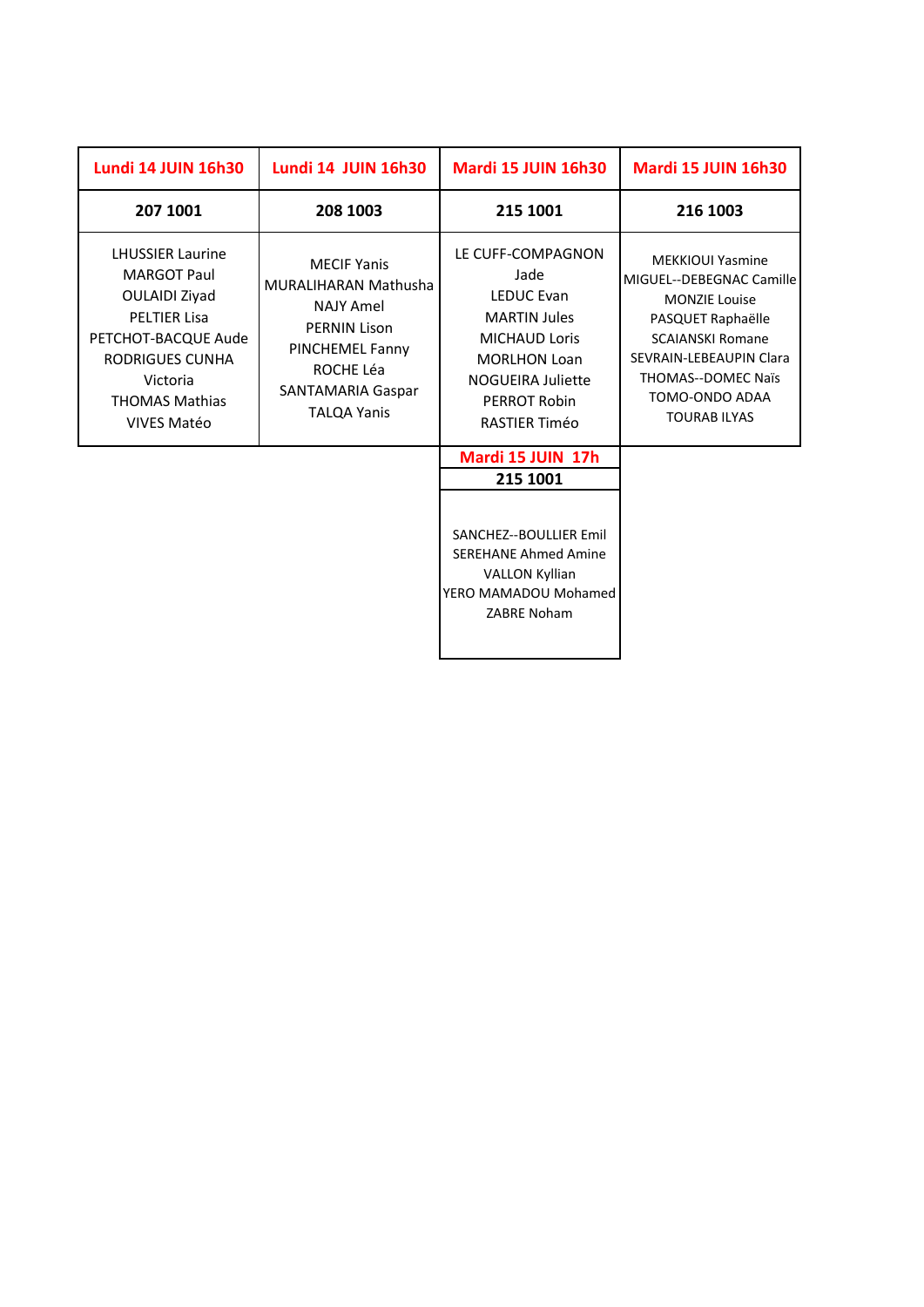| Lundi 14 JUIN 16h30 | Lundi 14 JUIN 16h30 | Mardi 15 JUIN 16h30 | Mardi 15 JUIN 16h30 |
|---|---|---|---|
| **207 1001** | **208 1003** | **215 1001** | **216 1003** |
| LHUSSIER Laurine<br>MARGOT Paul<br>OULAIDI Ziyad<br>PELTIER Lisa<br>PETCHOT-BACQUE Aude<br>RODRIGUES CUNHA Victoria<br>THOMAS Mathias<br>VIVES Matéo | MECIF Yanis<br>MURALIHARAN Mathusha<br>NAJY Amel<br>PERNIN Lison<br>PINCHEMEL Fanny<br>ROCHE Léa<br>SANTAMARIA Gaspar<br>TALQA Yanis | LE CUFF-COMPAGNON Jade<br>LEDUC Evan<br>MARTIN Jules<br>MICHAUD Loris<br>MORLHON Loan<br>NOGUEIRA Juliette<br>PERROT Robin<br>RASTIER Timéo | MEKKIOUI Yasmine<br>MIGUEL--DEBEGNAC Camille<br>MONZIE Louise<br>PASQUET Raphaëlle<br>SCAIANSKI Romane<br>SEVRAIN-LEBEAUPIN Clara<br>THOMAS--DOMEC Naïs<br>TOMO-ONDO ADAA<br>TOURAB ILYAS |

| Mardi 15 JUIN 17h |
|---|
| **215 1001** |
| SANCHEZ--BOULLIER Emil<br>SEREHANE Ahmed Amine<br>VALLON Kyllian<br>YERO MAMADOU Mohamed<br>ZABRE Noham |